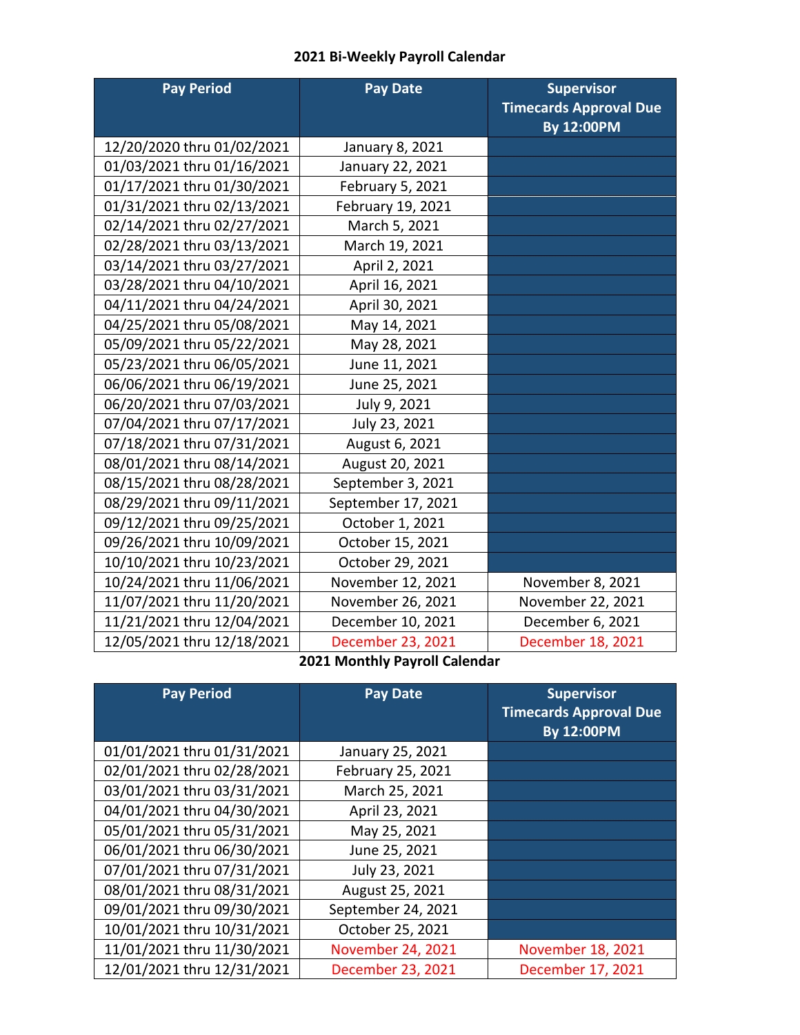## 2021 Bi-Weekly Payroll Calendar

| Pay Period | Pay Date | Supervisor Timecards Approval Due By 12:00PM |
|---|---|---|
| 12/20/2020 thru 01/02/2021 | January 8, 2021 | |
| 01/03/2021 thru 01/16/2021 | January 22, 2021 | |
| 01/17/2021 thru 01/30/2021 | February 5, 2021 | |
| 01/31/2021 thru 02/13/2021 | February 19, 2021 | |
| 02/14/2021 thru 02/27/2021 | March 5, 2021 | |
| 02/28/2021 thru 03/13/2021 | March 19, 2021 | |
| 03/14/2021 thru 03/27/2021 | April 2, 2021 | |
| 03/28/2021 thru 04/10/2021 | April 16, 2021 | |
| 04/11/2021 thru 04/24/2021 | April 30, 2021 | |
| 04/25/2021 thru 05/08/2021 | May 14, 2021 | |
| 05/09/2021 thru 05/22/2021 | May 28, 2021 | |
| 05/23/2021 thru 06/05/2021 | June 11, 2021 | |
| 06/06/2021 thru 06/19/2021 | June 25, 2021 | |
| 06/20/2021 thru 07/03/2021 | July 9, 2021 | |
| 07/04/2021 thru 07/17/2021 | July 23, 2021 | |
| 07/18/2021 thru 07/31/2021 | August 6, 2021 | |
| 08/01/2021 thru 08/14/2021 | August 20, 2021 | |
| 08/15/2021 thru 08/28/2021 | September 3, 2021 | |
| 08/29/2021 thru 09/11/2021 | September 17, 2021 | |
| 09/12/2021 thru 09/25/2021 | October 1, 2021 | |
| 09/26/2021 thru 10/09/2021 | October 15, 2021 | |
| 10/10/2021 thru 10/23/2021 | October 29, 2021 | |
| 10/24/2021 thru 11/06/2021 | November 12, 2021 | November 8, 2021 |
| 11/07/2021 thru 11/20/2021 | November 26, 2021 | November 22, 2021 |
| 11/21/2021 thru 12/04/2021 | December 10, 2021 | December 6, 2021 |
| 12/05/2021 thru 12/18/2021 | December 23, 2021 | December 18, 2021 |

## 2021 Monthly Payroll Calendar

| Pay Period | Pay Date | Supervisor Timecards Approval Due By 12:00PM |
|---|---|---|
| 01/01/2021 thru 01/31/2021 | January 25, 2021 | |
| 02/01/2021 thru 02/28/2021 | February 25, 2021 | |
| 03/01/2021 thru 03/31/2021 | March 25, 2021 | |
| 04/01/2021 thru 04/30/2021 | April 23, 2021 | |
| 05/01/2021 thru 05/31/2021 | May 25, 2021 | |
| 06/01/2021 thru 06/30/2021 | June 25, 2021 | |
| 07/01/2021 thru 07/31/2021 | July 23, 2021 | |
| 08/01/2021 thru 08/31/2021 | August 25, 2021 | |
| 09/01/2021 thru 09/30/2021 | September 24, 2021 | |
| 10/01/2021 thru 10/31/2021 | October 25, 2021 | |
| 11/01/2021 thru 11/30/2021 | November 24, 2021 | November 18, 2021 |
| 12/01/2021 thru 12/31/2021 | December 23, 2021 | December 17, 2021 |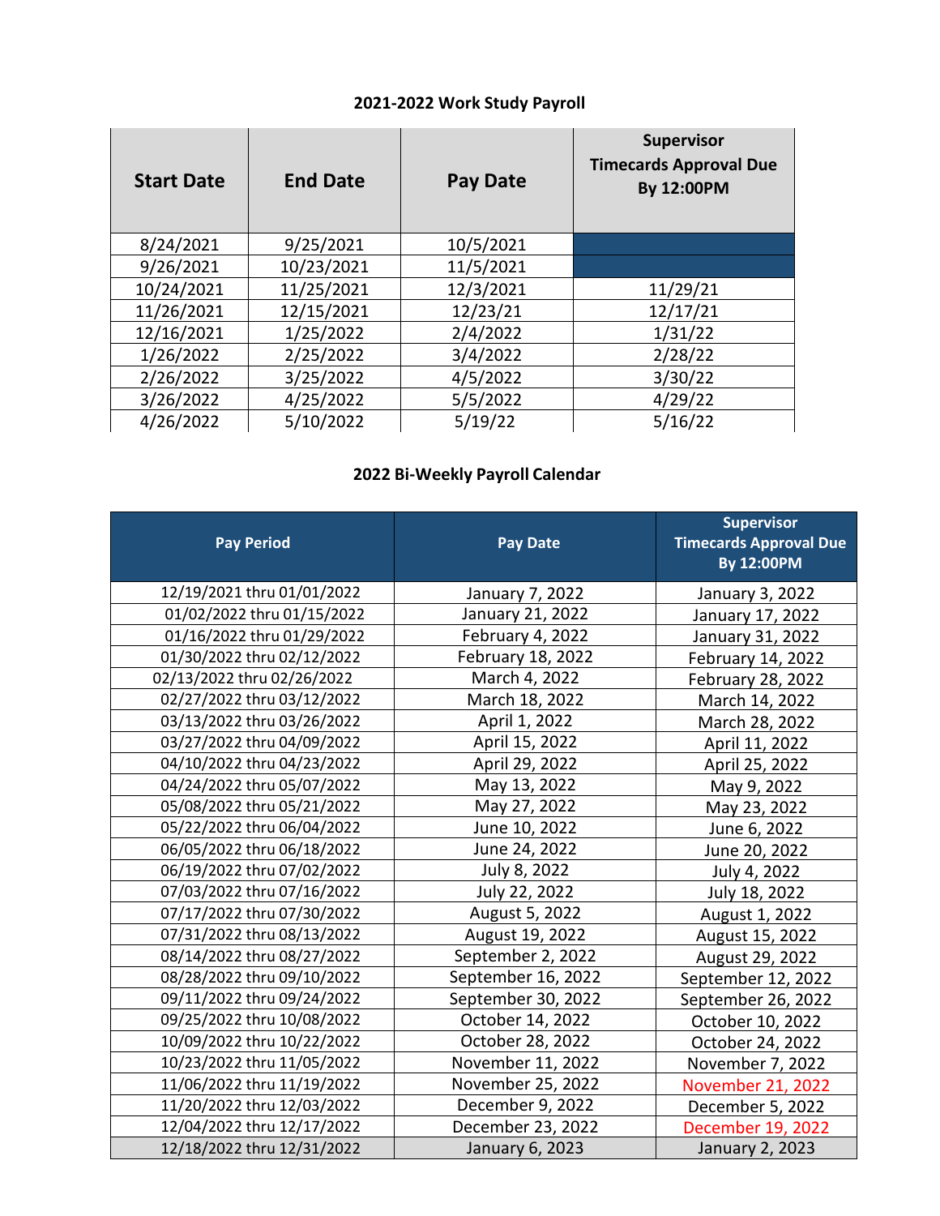## 2021-2022 Work Study Payroll

| Start Date | End Date | Pay Date | Supervisor Timecards Approval Due By 12:00PM |
|---|---|---|---|
| 8/24/2021 | 9/25/2021 | 10/5/2021 | |
| 9/26/2021 | 10/23/2021 | 11/5/2021 | |
| 10/24/2021 | 11/25/2021 | 12/3/2021 | 11/29/21 |
| 11/26/2021 | 12/15/2021 | 12/23/21 | 12/17/21 |
| 12/16/2021 | 1/25/2022 | 2/4/2022 | 1/31/22 |
| 1/26/2022 | 2/25/2022 | 3/4/2022 | 2/28/22 |
| 2/26/2022 | 3/25/2022 | 4/5/2022 | 3/30/22 |
| 3/26/2022 | 4/25/2022 | 5/5/2022 | 4/29/22 |
| 4/26/2022 | 5/10/2022 | 5/19/22 | 5/16/22 |

## 2022 Bi-Weekly Payroll Calendar

| Pay Period | Pay Date | Supervisor Timecards Approval Due By 12:00PM |
|---|---|---|
| 12/19/2021 thru 01/01/2022 | January 7, 2022 | January 3, 2022 |
| 01/02/2022 thru 01/15/2022 | January 21, 2022 | January 17, 2022 |
| 01/16/2022 thru 01/29/2022 | February 4, 2022 | January 31, 2022 |
| 01/30/2022 thru 02/12/2022 | February 18, 2022 | February 14, 2022 |
| 02/13/2022 thru 02/26/2022 | March 4, 2022 | February 28, 2022 |
| 02/27/2022 thru 03/12/2022 | March 18, 2022 | March 14, 2022 |
| 03/13/2022 thru 03/26/2022 | April 1, 2022 | March 28, 2022 |
| 03/27/2022 thru 04/09/2022 | April 15, 2022 | April 11, 2022 |
| 04/10/2022 thru 04/23/2022 | April 29, 2022 | April 25, 2022 |
| 04/24/2022 thru 05/07/2022 | May 13, 2022 | May 9, 2022 |
| 05/08/2022 thru 05/21/2022 | May 27, 2022 | May 23, 2022 |
| 05/22/2022 thru 06/04/2022 | June 10, 2022 | June 6, 2022 |
| 06/05/2022 thru 06/18/2022 | June 24, 2022 | June 20, 2022 |
| 06/19/2022 thru 07/02/2022 | July 8, 2022 | July 4, 2022 |
| 07/03/2022 thru 07/16/2022 | July 22, 2022 | July 18, 2022 |
| 07/17/2022 thru 07/30/2022 | August 5, 2022 | August 1, 2022 |
| 07/31/2022 thru 08/13/2022 | August 19, 2022 | August 15, 2022 |
| 08/14/2022 thru 08/27/2022 | September 2, 2022 | August 29, 2022 |
| 08/28/2022 thru 09/10/2022 | September 16, 2022 | September 12, 2022 |
| 09/11/2022 thru 09/24/2022 | September 30, 2022 | September 26, 2022 |
| 09/25/2022 thru 10/08/2022 | October 14, 2022 | October 10, 2022 |
| 10/09/2022 thru 10/22/2022 | October 28, 2022 | October 24, 2022 |
| 10/23/2022 thru 11/05/2022 | November 11, 2022 | November 7, 2022 |
| 11/06/2022 thru 11/19/2022 | November 25, 2022 | November 21, 2022 |
| 11/20/2022 thru 12/03/2022 | December 9, 2022 | December 5, 2022 |
| 12/04/2022 thru 12/17/2022 | December 23, 2022 | December 19, 2022 |
| 12/18/2022 thru 12/31/2022 | January 6, 2023 | January 2, 2023 |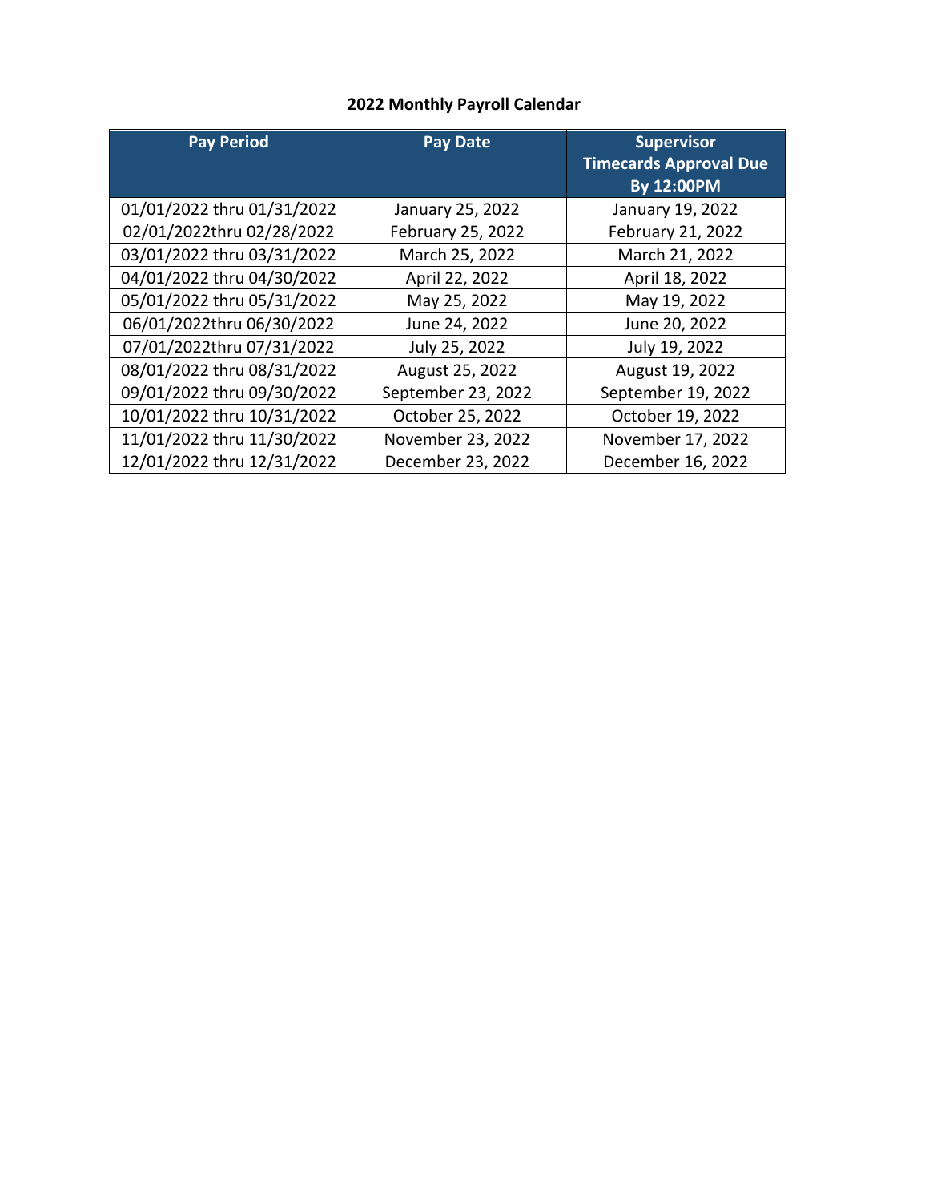**2022 Monthly Payroll Calendar**

| Pay Period | Pay Date | Supervisor Timecards Approval Due By 12:00PM |
|---|---|---|
| 01/01/2022 thru 01/31/2022 | January 25, 2022 | January 19, 2022 |
| 02/01/2022thru 02/28/2022 | February 25, 2022 | February 21, 2022 |
| 03/01/2022 thru 03/31/2022 | March 25, 2022 | March 21, 2022 |
| 04/01/2022 thru 04/30/2022 | April 22, 2022 | April 18, 2022 |
| 05/01/2022 thru 05/31/2022 | May 25, 2022 | May 19, 2022 |
| 06/01/2022thru 06/30/2022 | June 24, 2022 | June 20, 2022 |
| 07/01/2022thru 07/31/2022 | July 25, 2022 | July 19, 2022 |
| 08/01/2022 thru 08/31/2022 | August 25, 2022 | August 19, 2022 |
| 09/01/2022 thru 09/30/2022 | September 23, 2022 | September 19, 2022 |
| 10/01/2022 thru 10/31/2022 | October 25, 2022 | October 19, 2022 |
| 11/01/2022 thru 11/30/2022 | November 23, 2022 | November 17, 2022 |
| 12/01/2022 thru 12/31/2022 | December 23, 2022 | December 16, 2022 |